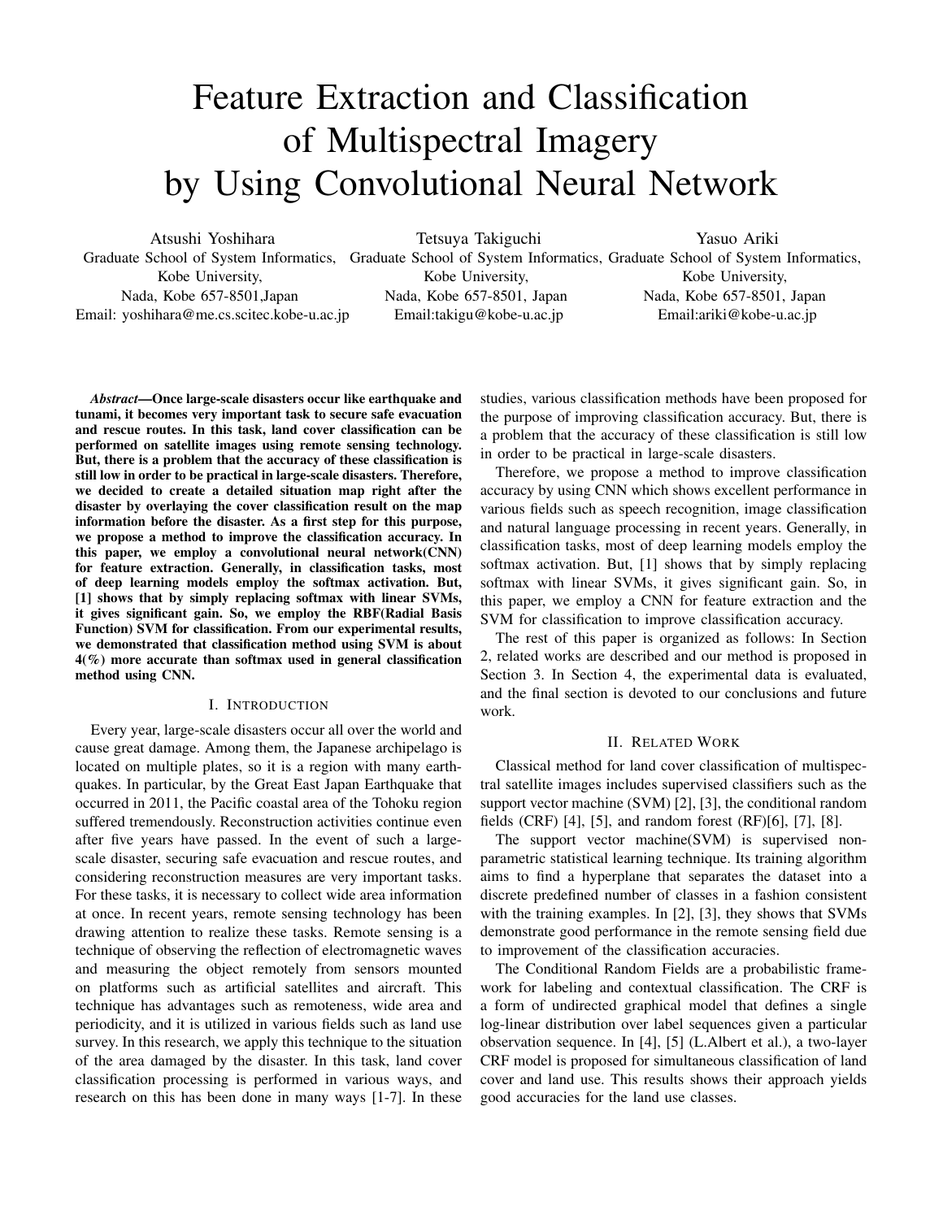# Feature Extraction and Classification of Multispectral Imagery by Using Convolutional Neural Network

Atsushi Yoshihara
Graduate School of System Informatics,
Kobe University,
Nada, Kobe 657-8501,Japan
Email: yoshihara@me.cs.scitec.kobe-u.ac.jp

Tetsuya Takiguchi
Graduate School of System Informatics,
Kobe University,
Nada, Kobe 657-8501, Japan
Email:takigu@kobe-u.ac.jp

Yasuo Ariki
Graduate School of System Informatics,
Kobe University,
Nada, Kobe 657-8501, Japan
Email:ariki@kobe-u.ac.jp

***Abstract*—Once large-scale disasters occur like earthquake and tunami, it becomes very important task to secure safe evacuation and rescue routes. In this task, land cover classification can be performed on satellite images using remote sensing technology. But, there is a problem that the accuracy of these classification is still low in order to be practical in large-scale disasters. Therefore, we decided to create a detailed situation map right after the disaster by overlaying the cover classification result on the map information before the disaster. As a first step for this purpose, we propose a method to improve the classification accuracy. In this paper, we employ a convolutional neural network(CNN) for feature extraction. Generally, in classification tasks, most of deep learning models employ the softmax activation. But, [1] shows that by simply replacing softmax with linear SVMs, it gives significant gain. So, we employ the RBF(Radial Basis Function) SVM for classification. From our experimental results, we demonstrated that classification method using SVM is about 4(%) more accurate than softmax used in general classification method using CNN.**

## I. Introduction

Every year, large-scale disasters occur all over the world and cause great damage. Among them, the Japanese archipelago is located on multiple plates, so it is a region with many earthquakes. In particular, by the Great East Japan Earthquake that occurred in 2011, the Pacific coastal area of the Tohoku region suffered tremendously. Reconstruction activities continue even after five years have passed. In the event of such a large-scale disaster, securing safe evacuation and rescue routes, and considering reconstruction measures are very important tasks. For these tasks, it is necessary to collect wide area information at once. In recent years, remote sensing technology has been drawing attention to realize these tasks. Remote sensing is a technique of observing the reflection of electromagnetic waves and measuring the object remotely from sensors mounted on platforms such as artificial satellites and aircraft. This technique has advantages such as remoteness, wide area and periodicity, and it is utilized in various fields such as land use survey. In this research, we apply this technique to the situation of the area damaged by the disaster. In this task, land cover classification processing is performed in various ways, and research on this has been done in many ways [1-7]. In these studies, various classification methods have been proposed for the purpose of improving classification accuracy. But, there is a problem that the accuracy of these classification is still low in order to be practical in large-scale disasters.

Therefore, we propose a method to improve classification accuracy by using CNN which shows excellent performance in various fields such as speech recognition, image classification and natural language processing in recent years. Generally, in classification tasks, most of deep learning models employ the softmax activation. But, [1] shows that by simply replacing softmax with linear SVMs, it gives significant gain. So, in this paper, we employ a CNN for feature extraction and the SVM for classification to improve classification accuracy.

The rest of this paper is organized as follows: In Section 2, related works are described and our method is proposed in Section 3. In Section 4, the experimental data is evaluated, and the final section is devoted to our conclusions and future work.

## II. Related Work

Classical method for land cover classification of multispectral satellite images includes supervised classifiers such as the support vector machine (SVM) [2], [3], the conditional random fields (CRF) [4], [5], and random forest (RF)[6], [7], [8].

The support vector machine(SVM) is supervised non-parametric statistical learning technique. Its training algorithm aims to find a hyperplane that separates the dataset into a discrete predefined number of classes in a fashion consistent with the training examples. In [2], [3], they shows that SVMs demonstrate good performance in the remote sensing field due to improvement of the classification accuracies.

The Conditional Random Fields are a probabilistic framework for labeling and contextual classification. The CRF is a form of undirected graphical model that defines a single log-linear distribution over label sequences given a particular observation sequence. In [4], [5] (L.Albert et al.), a two-layer CRF model is proposed for simultaneous classification of land cover and land use. This results shows their approach yields good accuracies for the land use classes.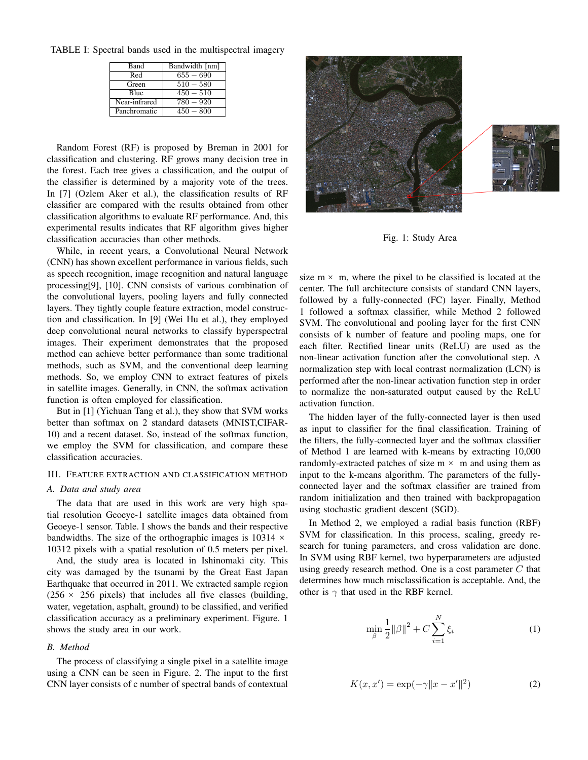TABLE I: Spectral bands used in the multispectral imagery

| Band | Bandwidth [nm] |
|---|---|
| Red | $655 - 690$ |
| Green | $510 - 580$ |
| Blue | $450 - 510$ |
| Near-infrared | $780 - 920$ |
| Panchromatic | $450 - 800$ |

Random Forest (RF) is proposed by Breman in 2001 for classification and clustering. RF grows many decision tree in the forest. Each tree gives a classification, and the output of the classifier is determined by a majority vote of the trees. In [7] (Ozlem Aker et al.), the classification results of RF classifier are compared with the results obtained from other classification algorithms to evaluate RF performance. And, this experimental results indicates that RF algorithm gives higher classification accuracies than other methods.

While, in recent years, a Convolutional Neural Network (CNN) has shown excellent performance in various fields, such as speech recognition, image recognition and natural language processing[9], [10]. CNN consists of various combination of the convolutional layers, pooling layers and fully connected layers. They tightly couple feature extraction, model construction and classification. In [9] (Wei Hu et al.), they employed deep convolutional neural networks to classify hyperspectral images. Their experiment demonstrates that the proposed method can achieve better performance than some traditional methods, such as SVM, and the conventional deep learning methods. So, we employ CNN to extract features of pixels in satellite images. Generally, in CNN, the softmax activation function is often employed for classification.

But in [1] (Yichuan Tang et al.), they show that SVM works better than softmax on 2 standard datasets (MNIST,CIFAR-10) and a recent dataset. So, instead of the softmax function, we employ the SVM for classification, and compare these classification accuracies.

## III. Feature Extraction and Classification Method

### A. Data and study area

The data that are used in this work are very high spatial resolution Geoeye-1 satellite images data obtained from Geoeye-1 sensor. Table. I shows the bands and their respective bandwidths. The size of the orthographic images is $10314 \times 10312$ pixels with a spatial resolution of 0.5 meters per pixel.

And, the study area is located in Ishinomaki city. This city was damaged by the tsunami by the Great East Japan Earthquake that occurred in 2011. We extracted sample region ($256 \times 256$ pixels) that includes all five classes (building, water, vegetation, asphalt, ground) to be classified, and verified classification accuracy as a preliminary experiment. Figure. 1 shows the study area in our work.

Fig. 1: Study Area

### B. Method

The process of classifying a single pixel in a satellite image using a CNN can be seen in Figure. 2. The input to the first CNN layer consists of c number of spectral bands of contextual size $m \times m$, where the pixel to be classified is located at the center. The full architecture consists of standard CNN layers, followed by a fully-connected (FC) layer. Finally, Method 1 followed a softmax classifier, while Method 2 followed SVM. The convolutional and pooling layer for the first CNN consists of k number of feature and pooling maps, one for each filter. Rectified linear units (ReLU) are used as the non-linear activation function after the convolutional step. A normalization step with local contrast normalization (LCN) is performed after the non-linear activation function step in order to normalize the non-saturated output caused by the ReLU activation function.

The hidden layer of the fully-connected layer is then used as input to classifier for the final classification. Training of the filters, the fully-connected layer and the softmax classifier of Method 1 are learned with k-means by extracting 10,000 randomly-extracted patches of size $m \times m$ and using them as input to the k-means algorithm. The parameters of the fully-connected layer and the softmax classifier are trained from random initialization and then trained with backpropagation using stochastic gradient descent (SGD).

In Method 2, we employed a radial basis function (RBF) SVM for classification. In this process, scaling, greedy research for tuning parameters, and cross validation are done. In SVM using RBF kernel, two hyperparameters are adjusted using greedy research method. One is a cost parameter $C$ that determines how much misclassification is acceptable. And, the other is $\gamma$ that used in the RBF kernel.

$$\min_{\beta} \frac{1}{2}\|\beta\|^2 + C\sum_{i=1}^{N}\xi_i \tag{1}$$

$$K(x, x') = \exp(-\gamma\|x - x'\|^2) \tag{2}$$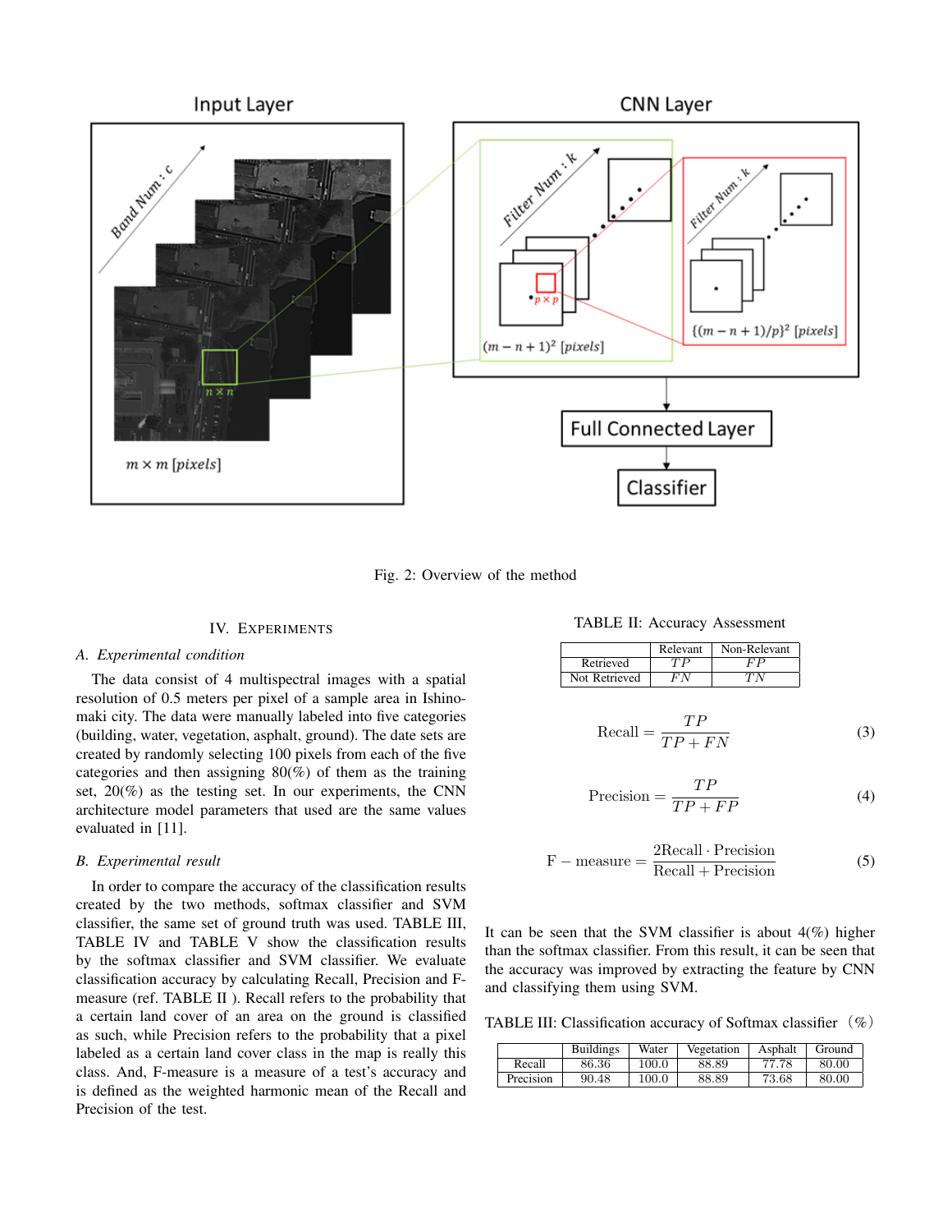Fig. 2: Overview of the method

## IV. Experiments

### A. Experimental condition

The data consist of 4 multispectral images with a spatial resolution of 0.5 meters per pixel of a sample area in Ishinomaki city. The data were manually labeled into five categories (building, water, vegetation, asphalt, ground). The date sets are created by randomly selecting 100 pixels from each of the five categories and then assigning 80(%) of them as the training set, 20(%) as the testing set. In our experiments, the CNN architecture model parameters that used are the same values evaluated in [11].

### B. Experimental result

In order to compare the accuracy of the classification results created by the two methods, softmax classifier and SVM classifier, the same set of ground truth was used. TABLE III, TABLE IV and TABLE V show the classification results by the softmax classifier and SVM classifier. We evaluate classification accuracy by calculating Recall, Precision and F-measure (ref. TABLE II ). Recall refers to the probability that a certain land cover of an area on the ground is classified as such, while Precision refers to the probability that a pixel labeled as a certain land cover class in the map is really this class. And, F-measure is a measure of a test's accuracy and is defined as the weighted harmonic mean of the Recall and Precision of the test.

TABLE II: Accuracy Assessment

| | Relevant | Non-Relevant |
|---|---|---|
| Retrieved | $TP$ | $FP$ |
| Not Retrieved | $FN$ | $TN$ |

$$\text{Recall} = \frac{TP}{TP + FN} \tag{3}$$

$$\text{Precision} = \frac{TP}{TP + FP} \tag{4}$$

$$\text{F} - \text{measure} = \frac{2\text{Recall} \cdot \text{Precision}}{\text{Recall} + \text{Precision}} \tag{5}$$

It can be seen that the SVM classifier is about 4(%) higher than the softmax classifier. From this result, it can be seen that the accuracy was improved by extracting the feature by CNN and classifying them using SVM.

TABLE III: Classification accuracy of Softmax classifier（%）

| | Buildings | Water | Vegetation | Asphalt | Ground |
|---|---|---|---|---|---|
| Recall | 86.36 | 100.0 | 88.89 | 77.78 | 80.00 |
| Precision | 90.48 | 100.0 | 88.89 | 73.68 | 80.00 |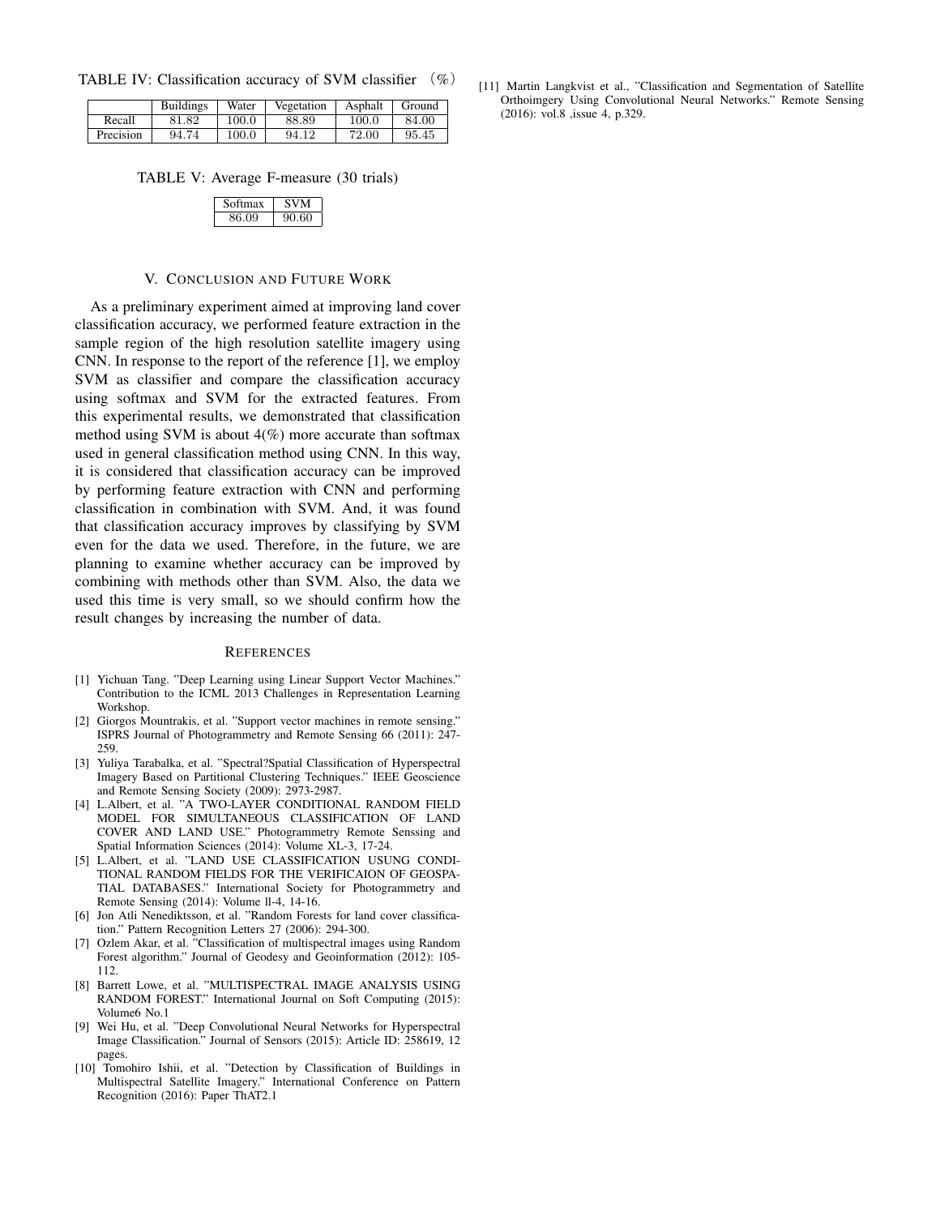TABLE IV: Classification accuracy of SVM classifier （%）

| | Buildings | Water | Vegetation | Asphalt | Ground |
|---|---|---|---|---|---|
| Recall | 81.82 | 100.0 | 88.89 | 100.0 | 84.00 |
| Precision | 94.74 | 100.0 | 94.12 | 72.00 | 95.45 |

TABLE V: Average F-measure (30 trials)

| Softmax | SVM |
|---|---|
| 86.09 | 90.60 |

## V. Conclusion and Future Work

As a preliminary experiment aimed at improving land cover classification accuracy, we performed feature extraction in the sample region of the high resolution satellite imagery using CNN. In response to the report of the reference [1], we employ SVM as classifier and compare the classification accuracy using softmax and SVM for the extracted features. From this experimental results, we demonstrated that classification method using SVM is about 4(%) more accurate than softmax used in general classification method using CNN. In this way, it is considered that classification accuracy can be improved by performing feature extraction with CNN and performing classification in combination with SVM. And, it was found that classification accuracy improves by classifying by SVM even for the data we used. Therefore, in the future, we are planning to examine whether accuracy can be improved by combining with methods other than SVM. Also, the data we used this time is very small, so we should confirm how the result changes by increasing the number of data.

## References

[1] Yichuan Tang. "Deep Learning using Linear Support Vector Machines." Contribution to the ICML 2013 Challenges in Representation Learning Workshop.

[2] Giorgos Mountrakis, et al. "Support vector machines in remote sensing." ISPRS Journal of Photogrammetry and Remote Sensing 66 (2011): 247-259.

[3] Yuliya Tarabalka, et al. "Spectral?Spatial Classification of Hyperspectral Imagery Based on Partitional Clustering Techniques." IEEE Geoscience and Remote Sensing Society (2009): 2973-2987.

[4] L.Albert, et al. "A TWO-LAYER CONDITIONAL RANDOM FIELD MODEL FOR SIMULTANEOUS CLASSIFICATION OF LAND COVER AND LAND USE." Photogrammetry Remote Senssing and Spatial Information Sciences (2014): Volume XL-3, 17-24.

[5] L.Albert, et al. "LAND USE CLASSIFICATION USUNG CONDITIONAL RANDOM FIELDS FOR THE VERIFICAION OF GEOSPATIAL DATABASES." International Society for Photogrammetry and Remote Sensing (2014): Volume ll-4, 14-16.

[6] Jon Atli Nenediktsson, et al. "Random Forests for land cover classification." Pattern Recognition Letters 27 (2006): 294-300.

[7] Ozlem Akar, et al. "Classification of multispectral images using Random Forest algorithm." Journal of Geodesy and Geoinformation (2012): 105-112.

[8] Barrett Lowe, et al. "MULTISPECTRAL IMAGE ANALYSIS USING RANDOM FOREST." International Journal on Soft Computing (2015): Volume6 No.1

[9] Wei Hu, et al. "Deep Convolutional Neural Networks for Hyperspectral Image Classification." Journal of Sensors (2015): Article ID: 258619, 12 pages.

[10] Tomohiro Ishii, et al. "Detection by Classification of Buildings in Multispectral Satellite Imagery." International Conference on Pattern Recognition (2016): Paper ThAT2.1

[11] Martin Langkvist et al., "Classification and Segmentation of Satellite Orthoimgery Using Convolutional Neural Networks." Remote Sensing (2016): vol.8 ,issue 4, p.329.